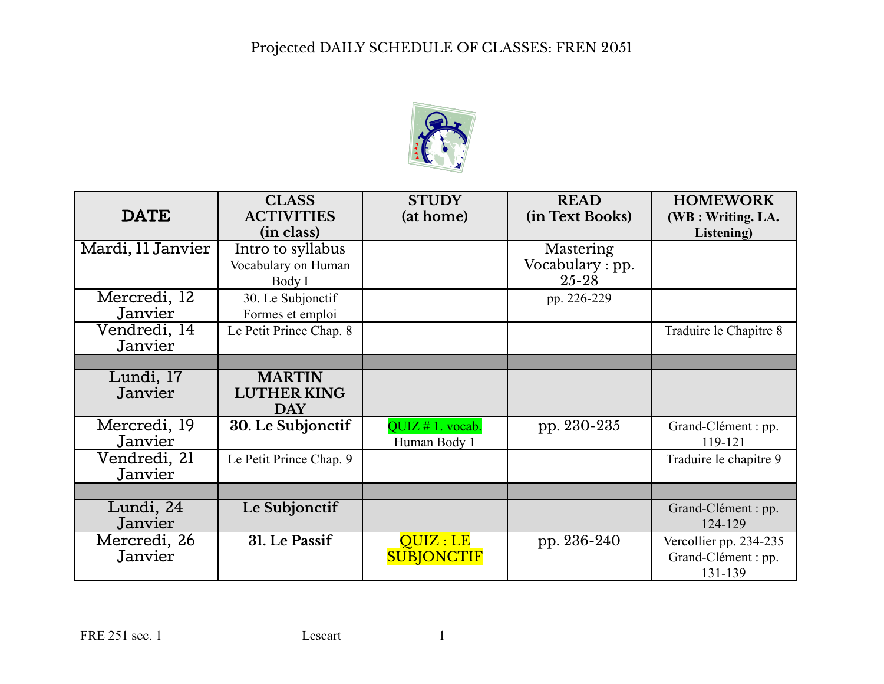Projected DAILY SCHEDULE OF CLASSES: FREN 2051

| DATE | CLASS ACTIVITIES (in class) | STUDY (at home) | READ (in Text Books) | HOMEWORK (WB : Writing. LA. Listening) |
|---|---|---|---|---|
| Mardi, 11 Janvier | Intro to syllabus Vocabulary on Human Body I | | Mastering Vocabulary : pp. 25-28 | |
| Mercredi, 12 Janvier | 30. Le Subjonctif Formes et emploi | | pp. 226-229 | |
| Vendredi, 14 Janvier | Le Petit Prince Chap. 8 | | | Traduire le Chapitre 8 |
| | | | | |
| Lundi, 17 Janvier | **MARTIN LUTHER KING DAY** | | | |
| Mercredi, 19 Janvier | **30. Le Subjonctif** | QUIZ # 1. vocab. Human Body 1 | pp. 230-235 | Grand-Clément : pp. 119-121 |
| Vendredi, 21 Janvier | Le Petit Prince Chap. 9 | | | Traduire le chapitre 9 |
| | | | | |
| Lundi, 24 Janvier | **Le Subjonctif** | | | Grand-Clément : pp. 124-129 |
| Mercredi, 26 Janvier | **31. Le Passif** | QUIZ : LE SUBJONCTIF | pp. 236-240 | Vercollier pp. 234-235 Grand-Clément : pp. 131-139 |

FRE 251 sec. 1 Lescart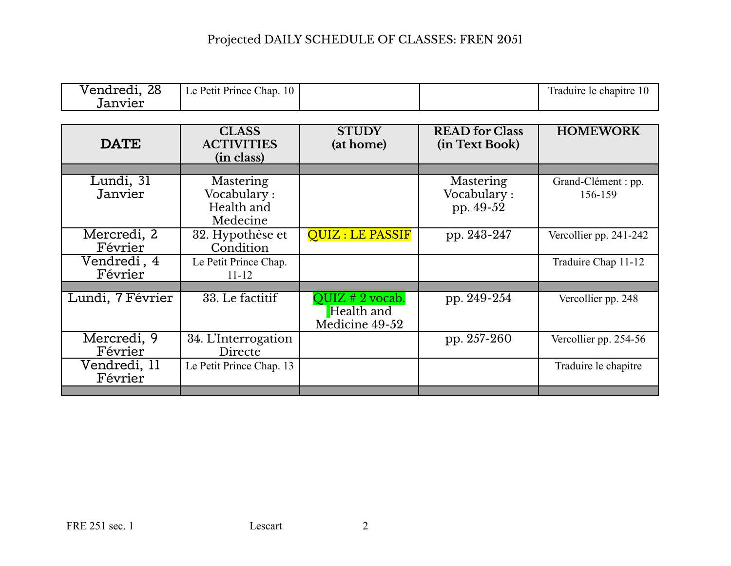Projected DAILY SCHEDULE OF CLASSES: FREN 2051

| DATE | CLASS ACTIVITIES (in class) | STUDY (at home) | READ for Class (in Text Book) | HOMEWORK |
|---|---|---|---|---|
| Vendredi, 28 Janvier | Le Petit Prince Chap. 10 | | | Traduire le chapitre 10 |
| | | | | |
| Lundi, 31 Janvier | Mastering Vocabulary : Health and Medecine | | Mastering Vocabulary : pp. 49-52 | Grand-Clément : pp. 156-159 |
| Mercredi, 2 Février | 32. Hypothèse et Condition | QUIZ : LE PASSIF | pp. 243-247 | Vercollier pp. 241-242 |
| Vendredi , 4 Février | Le Petit Prince Chap. 11-12 | | | Traduire Chap 11-12 |
| | | | | |
| Lundi, 7 Février | 33. Le factitif | QUIZ # 2 vocab. Health and Medicine 49-52 | pp. 249-254 | Vercollier pp. 248 |
| Mercredi, 9 Février | 34. L'Interrogation Directe | | pp. 257-260 | Vercollier pp. 254-56 |
| Vendredi, 11 Février | Le Petit Prince Chap. 13 | | | Traduire le chapitre |
| | | | | |

FRE 251 sec. 1 Lescart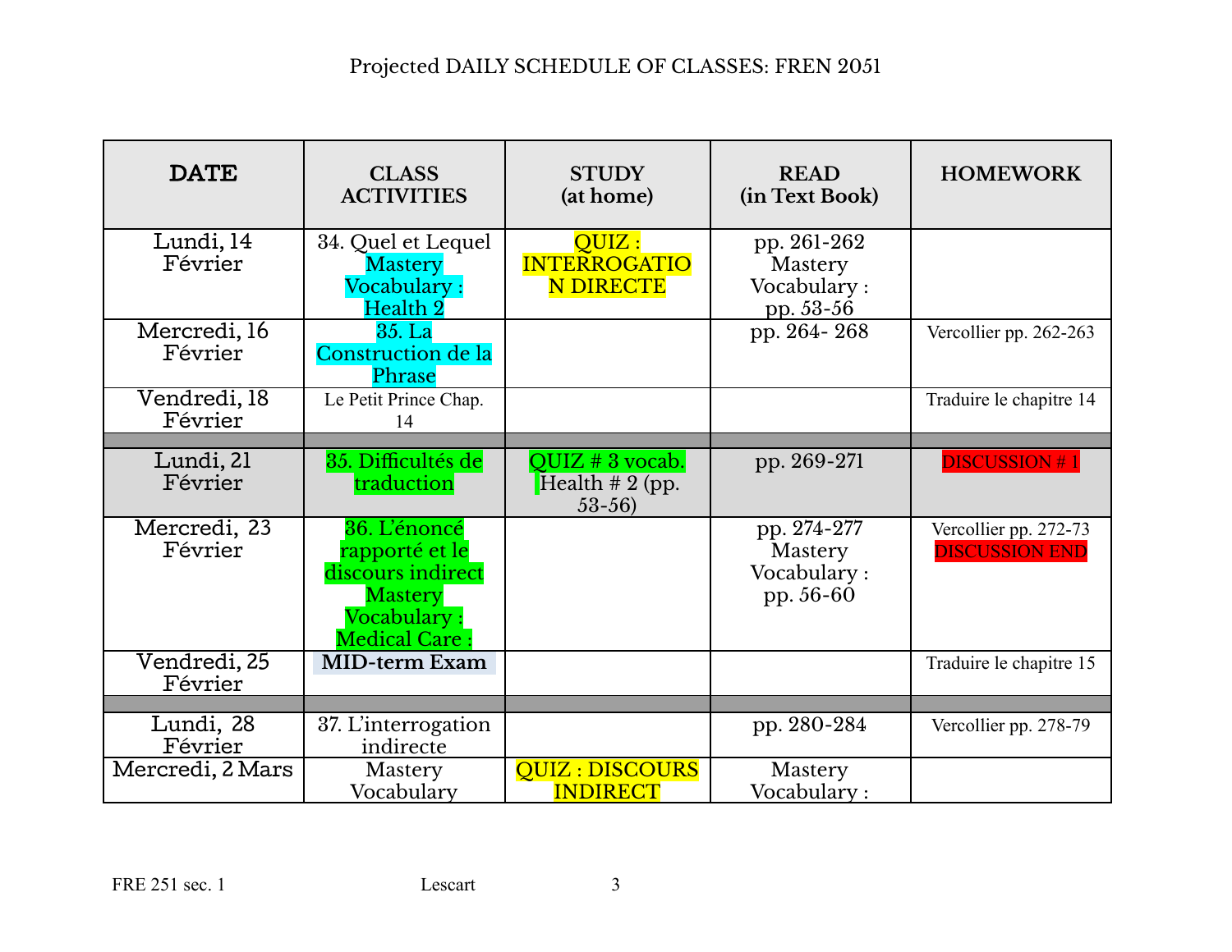Projected DAILY SCHEDULE OF CLASSES: FREN 2051

| DATE | CLASS ACTIVITIES | STUDY (at home) | READ (in Text Book) | HOMEWORK |
|---|---|---|---|---|
| Lundi, 14 Février | 34. Quel et Lequel Mastery Vocabulary : Health 2 | QUIZ : INTERROGATION DIRECTE | pp. 261-262 Mastery Vocabulary : pp. 53-56 | |
| Mercredi, 16 Février | 35. La Construction de la Phrase | | pp. 264- 268 | Vercollier pp. 262-263 |
| Vendredi, 18 Février | Le Petit Prince Chap. 14 | | | Traduire le chapitre 14 |
| | | | | |
| Lundi, 21 Février | 35. Difficultés de traduction | QUIZ # 3 vocab. Health # 2 (pp. 53-56) | pp. 269-271 | DISCUSSION # 1 |
| Mercredi, 23 Février | 36. L'énoncé rapporté et le discours indirect Mastery Vocabulary : Medical Care : | | pp. 274-277 Mastery Vocabulary : pp. 56-60 | Vercollier pp. 272-73 DISCUSSION END |
| Vendredi, 25 Février | **MID-term Exam** | | | Traduire le chapitre 15 |
| | | | | |
| Lundi, 28 Février | 37. L'interrogation indirecte | | pp. 280-284 | Vercollier pp. 278-79 |
| Mercredi, 2 Mars | Mastery Vocabulary | QUIZ : DISCOURS INDIRECT | Mastery Vocabulary : | |

FRE 251 sec. 1 Lescart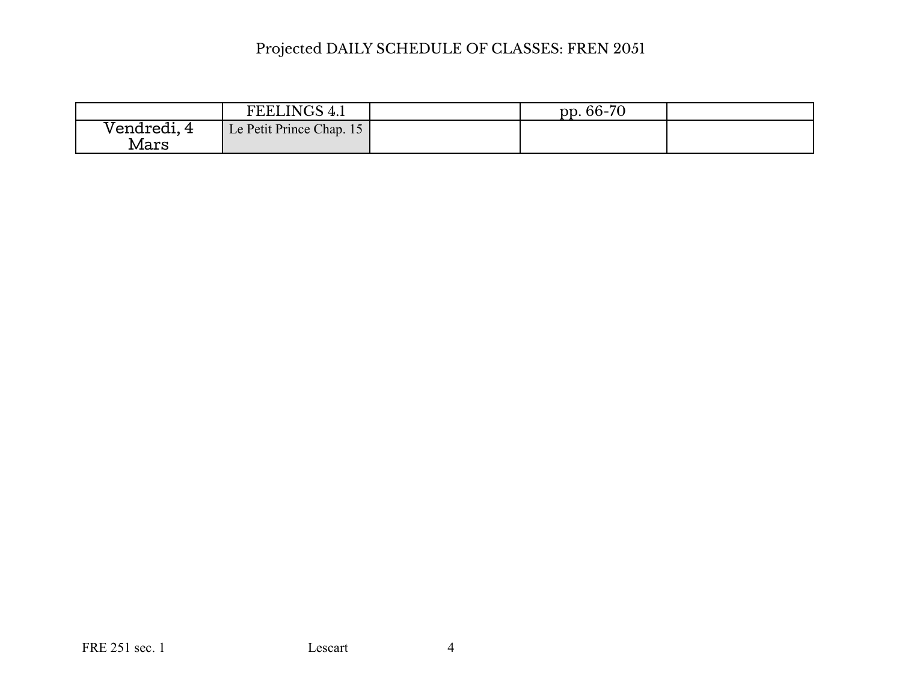Projected DAILY SCHEDULE OF CLASSES: FREN 2051

| | | | | |
|---|---|---|---|---|
| | FEELINGS 4.1 | | pp. 66-70 | |
| Vendredi, 4 Mars | Le Petit Prince Chap. 15 | | | |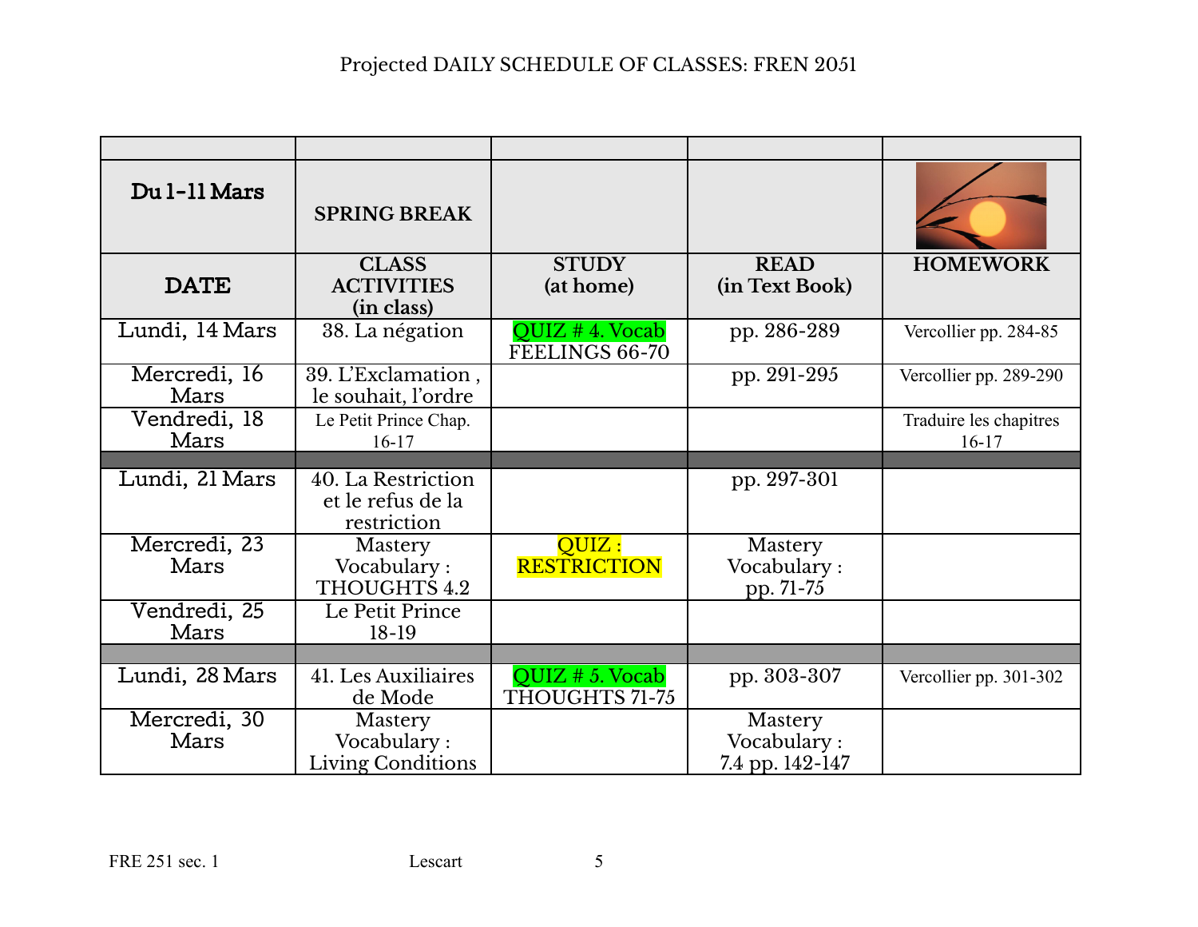Projected DAILY SCHEDULE OF CLASSES: FREN 2051

| | | | | |
|---|---|---|---|---|
| **Du 1-11 Mars** | **SPRING BREAK** | | | |
| **DATE** | **CLASS ACTIVITIES (in class)** | **STUDY (at home)** | **READ (in Text Book)** | **HOMEWORK** |
| Lundi, 14 Mars | 38. La négation | QUIZ # 4. Vocab FEELINGS 66-70 | pp. 286-289 | Vercollier pp. 284-85 |
| Mercredi, 16 Mars | 39. L'Exclamation , le souhait, l'ordre | | pp. 291-295 | Vercollier pp. 289-290 |
| Vendredi, 18 Mars | Le Petit Prince Chap. 16-17 | | | Traduire les chapitres 16-17 |
| | | | | |
| Lundi, 21 Mars | 40. La Restriction et le refus de la restriction | | pp. 297-301 | |
| Mercredi, 23 Mars | Mastery Vocabulary : THOUGHTS 4.2 | QUIZ : RESTRICTION | Mastery Vocabulary : pp. 71-75 | |
| Vendredi, 25 Mars | Le Petit Prince 18-19 | | | |
| | | | | |
| Lundi, 28 Mars | 41. Les Auxiliaires de Mode | QUIZ # 5. Vocab THOUGHTS 71-75 | pp. 303-307 | Vercollier pp. 301-302 |
| Mercredi, 30 Mars | Mastery Vocabulary : Living Conditions | | Mastery Vocabulary : 7.4 pp. 142-147 | |

FRE 251 sec. 1 Lescart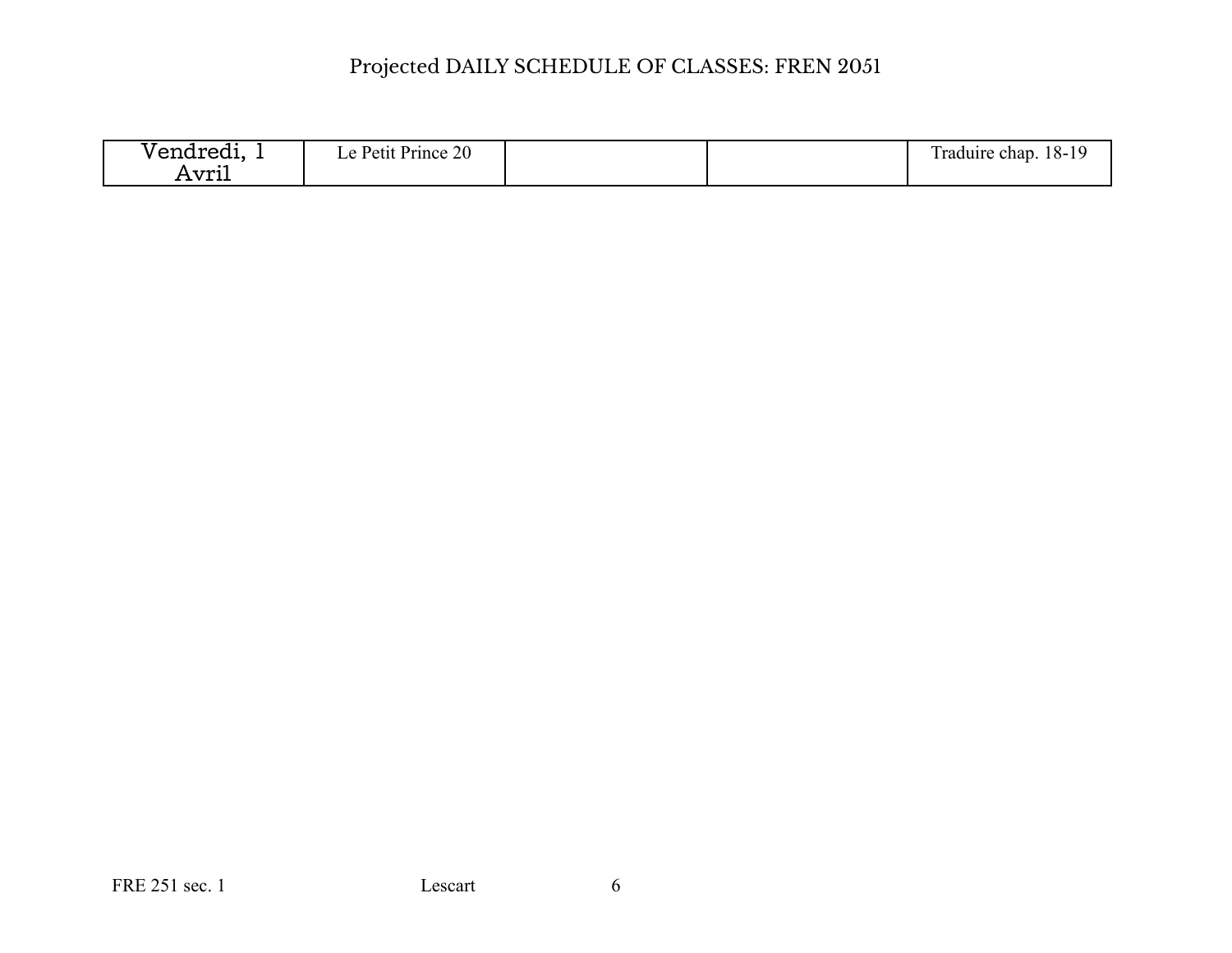Projected DAILY SCHEDULE OF CLASSES: FREN 2051

| | | | | |
|---|---|---|---|---|
| Vendredi, 1 Avril | Le Petit Prince 20 | | | Traduire chap. 18-19 |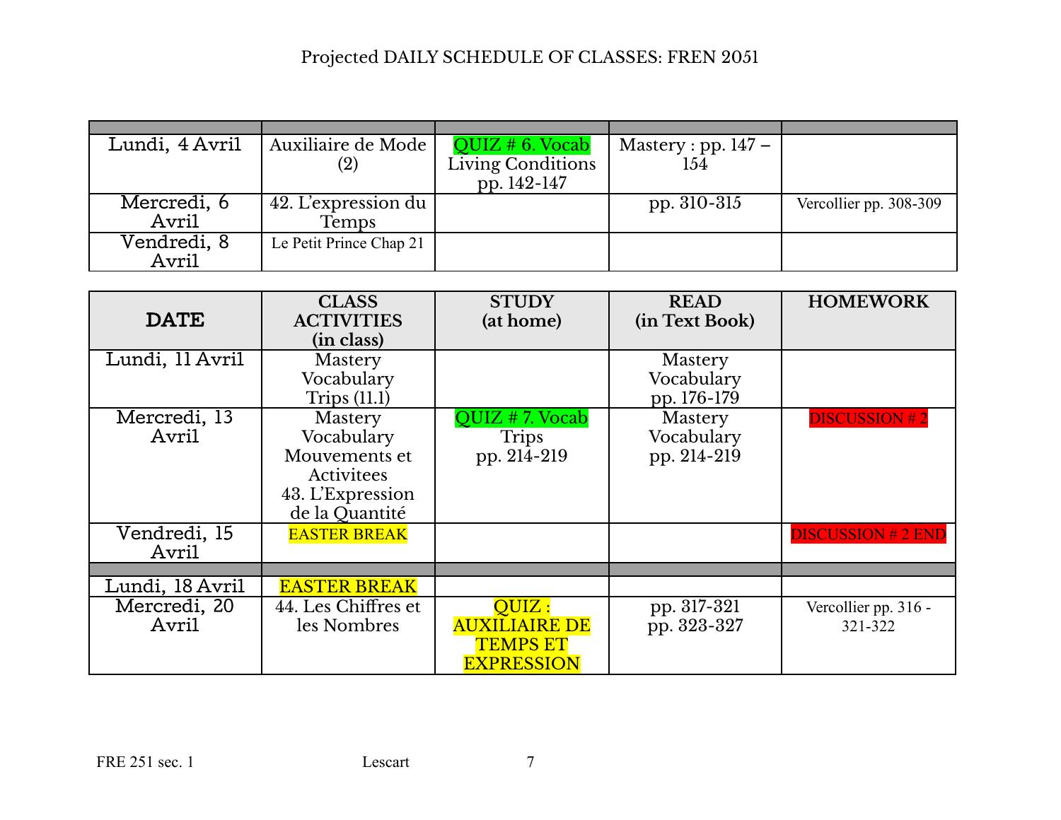Projected DAILY SCHEDULE OF CLASSES: FREN 2051

| | | | | |
|---|---|---|---|---|
| Lundi, 4 Avril | Auxiliaire de Mode (2) | QUIZ # 6. Vocab Living Conditions pp. 142-147 | Mastery : pp. 147 – 154 | |
| Mercredi, 6 Avril | 42. L'expression du Temps | | pp. 310-315 | Vercollier pp. 308-309 |
| Vendredi, 8 Avril | Le Petit Prince Chap 21 | | | |

| DATE | CLASS ACTIVITIES (in class) | STUDY (at home) | READ (in Text Book) | HOMEWORK |
|---|---|---|---|---|
| Lundi, 11 Avril | Mastery Vocabulary Trips (11.1) | | Mastery Vocabulary pp. 176-179 | |
| Mercredi, 13 Avril | Mastery Vocabulary Mouvements et Activitees 43. L'Expression de la Quantité | QUIZ # 7. Vocab Trips pp. 214-219 | Mastery Vocabulary pp. 214-219 | DISCUSSION # 2 |
| Vendredi, 15 Avril | EASTER BREAK | | | DISCUSSION # 2 END |
| | | | | |
| Lundi, 18 Avril | EASTER BREAK | | | |
| Mercredi, 20 Avril | 44. Les Chiffres et les Nombres | QUIZ : AUXILIAIRE DE TEMPS ET EXPRESSION | pp. 317-321 pp. 323-327 | Vercollier pp. 316 - 321-322 |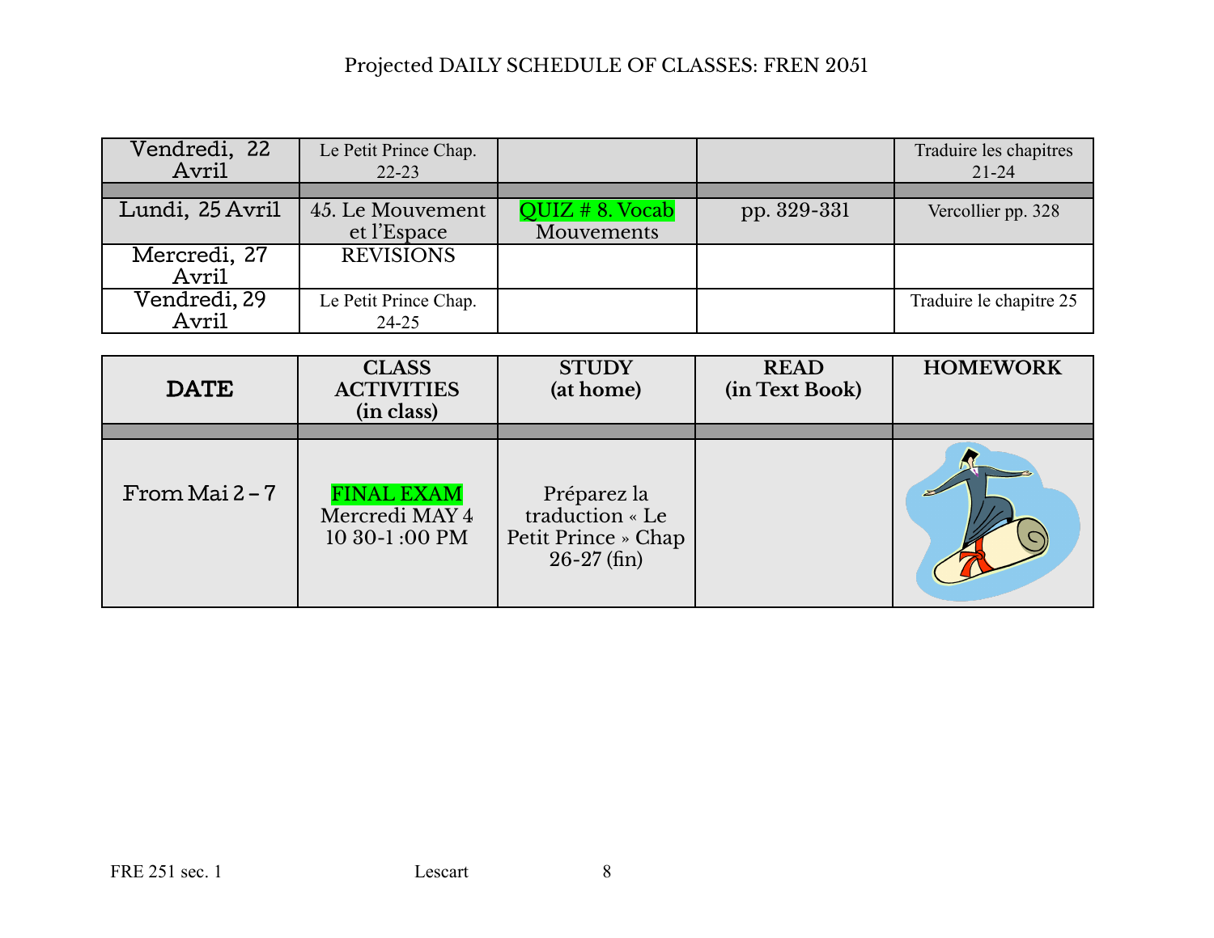Projected DAILY SCHEDULE OF CLASSES: FREN 2051

| | | | | |
|---|---|---|---|---|
| Vendredi, 22 Avril | Le Petit Prince Chap. 22-23 | | | Traduire les chapitres 21-24 |
| | | | | |
| Lundi, 25 Avril | 45. Le Mouvement et l'Espace | QUIZ # 8. Vocab Mouvements | pp. 329-331 | Vercollier pp. 328 |
| Mercredi, 27 Avril | REVISIONS | | | |
| Vendredi, 29 Avril | Le Petit Prince Chap. 24-25 | | | Traduire le chapitre 25 |

| DATE | CLASS ACTIVITIES (in class) | STUDY (at home) | READ (in Text Book) | HOMEWORK |
|---|---|---|---|---|
| | | | | |
| From Mai 2 – 7 | FINAL EXAM Mercredi MAY 4 10 30-1 :00 PM | Préparez la traduction « Le Petit Prince » Chap 26-27 (fin) | | |